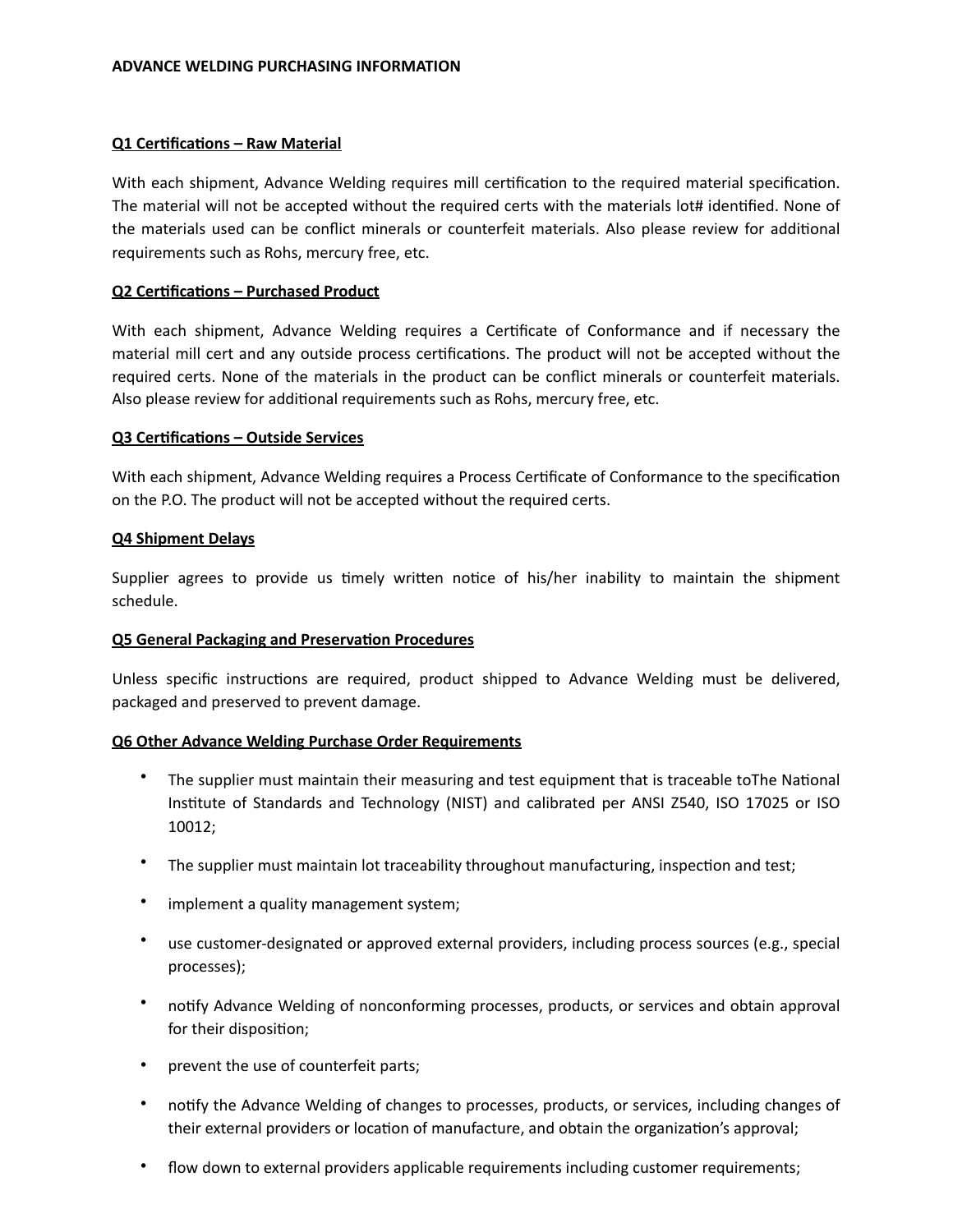**ADVANCE WELDING PURCHASING INFORMATION**

**Q1 Certifications – Raw Material**

With each shipment, Advance Welding requires mill certification to the required material specification. The material will not be accepted without the required certs with the materials lot# identified. None of the materials used can be conflict minerals or counterfeit materials. Also please review for additional requirements such as Rohs, mercury free, etc.

**Q2 Certifications – Purchased Product**

With each shipment, Advance Welding requires a Certificate of Conformance and if necessary the material mill cert and any outside process certifications. The product will not be accepted without the required certs. None of the materials in the product can be conflict minerals or counterfeit materials. Also please review for additional requirements such as Rohs, mercury free, etc.

**Q3 Certifications – Outside Services**

With each shipment, Advance Welding requires a Process Certificate of Conformance to the specification on the P.O. The product will not be accepted without the required certs.

**Q4 Shipment Delays**

Supplier agrees to provide us timely written notice of his/her inability to maintain the shipment schedule.

**Q5 General Packaging and Preservation Procedures**

Unless specific instructions are required, product shipped to Advance Welding must be delivered, packaged and preserved to prevent damage.

**Q6 Other Advance Welding Purchase Order Requirements**

- The supplier must maintain their measuring and test equipment that is traceable toThe National Institute of Standards and Technology (NIST) and calibrated per ANSI Z540, ISO 17025 or ISO 10012;
- The supplier must maintain lot traceability throughout manufacturing, inspection and test;
- implement a quality management system;
- use customer-designated or approved external providers, including process sources (e.g., special processes);
- notify Advance Welding of nonconforming processes, products, or services and obtain approval for their disposition;
- prevent the use of counterfeit parts;
- notify the Advance Welding of changes to processes, products, or services, including changes of their external providers or location of manufacture, and obtain the organization's approval;
- flow down to external providers applicable requirements including customer requirements;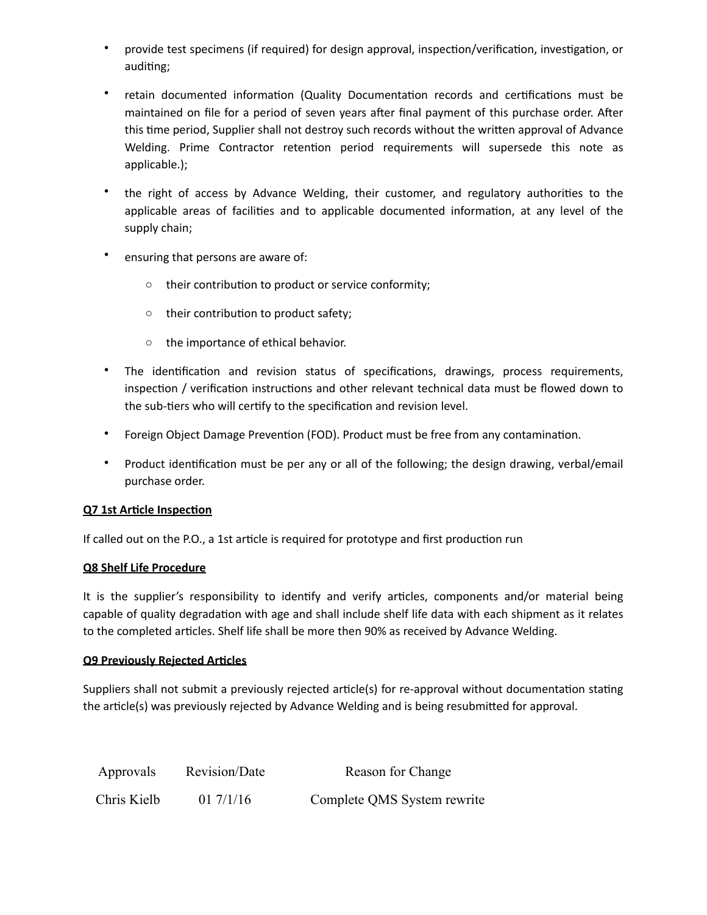- provide test specimens (if required) for design approval, inspection/verification, investigation, or auditing;
- retain documented information (Quality Documentation records and certifications must be maintained on file for a period of seven years after final payment of this purchase order. After this time period, Supplier shall not destroy such records without the written approval of Advance Welding. Prime Contractor retention period requirements will supersede this note as applicable.);
- the right of access by Advance Welding, their customer, and regulatory authorities to the applicable areas of facilities and to applicable documented information, at any level of the supply chain;
- ensuring that persons are aware of:
    - their contribution to product or service conformity;
    - their contribution to product safety;
    - the importance of ethical behavior.
- The identification and revision status of specifications, drawings, process requirements, inspection / verification instructions and other relevant technical data must be flowed down to the sub-tiers who will certify to the specification and revision level.
- Foreign Object Damage Prevention (FOD). Product must be free from any contamination.
- Product identification must be per any or all of the following; the design drawing, verbal/email purchase order.

**Q7 1st Article Inspection**

If called out on the P.O., a 1st article is required for prototype and first production run

**Q8 Shelf Life Procedure**

It is the supplier's responsibility to identify and verify articles, components and/or material being capable of quality degradation with age and shall include shelf life data with each shipment as it relates to the completed articles. Shelf life shall be more then 90% as received by Advance Welding.

**Q9 Previously Rejected Articles**

Suppliers shall not submit a previously rejected article(s) for re-approval without documentation stating the article(s) was previously rejected by Advance Welding and is being resubmitted for approval.

| Approvals | Revision/Date | Reason for Change |
| --- | --- | --- |
| Chris Kielb | 01 7/1/16 | Complete QMS System rewrite |